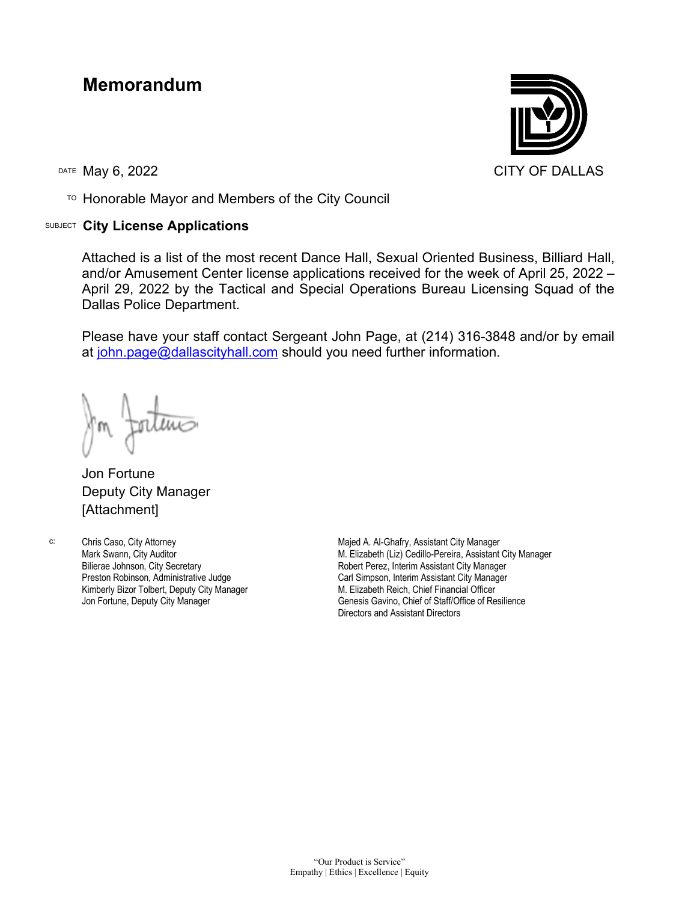# Memorandum

CITY OF DALLAS

DATE May 6, 2022

TO Honorable Mayor and Members of the City Council

SUBJECT **City License Applications**

Attached is a list of the most recent Dance Hall, Sexual Oriented Business, Billiard Hall, and/or Amusement Center license applications received for the week of April 25, 2022 – April 29, 2022 by the Tactical and Special Operations Bureau Licensing Squad of the Dallas Police Department.

Please have your staff contact Sergeant John Page, at (214) 316-3848 and/or by email at john.page@dallascityhall.com should you need further information.

Jon Fortune
Deputy City Manager
[Attachment]

c:
Chris Caso, City Attorney
Mark Swann, City Auditor
Bilierae Johnson, City Secretary
Preston Robinson, Administrative Judge
Kimberly Bizor Tolbert, Deputy City Manager
Jon Fortune, Deputy City Manager
Majed A. Al-Ghafry, Assistant City Manager
M. Elizabeth (Liz) Cedillo-Pereira, Assistant City Manager
Robert Perez, Interim Assistant City Manager
Carl Simpson, Interim Assistant City Manager
M. Elizabeth Reich, Chief Financial Officer
Genesis Gavino, Chief of Staff/Office of Resilience
Directors and Assistant Directors

"Our Product is Service"
Empathy | Ethics | Excellence | Equity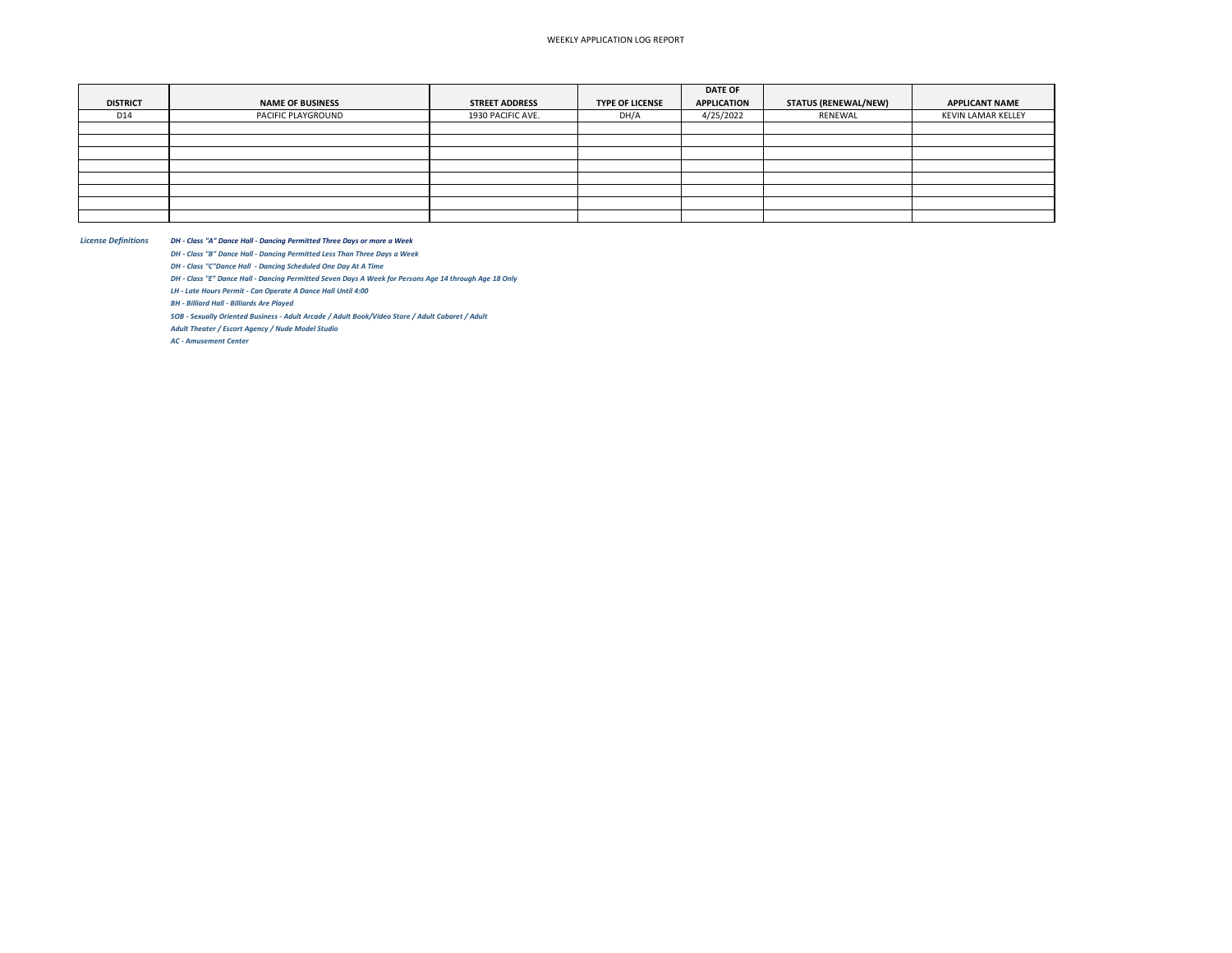WEEKLY APPLICATION LOG REPORT

| DISTRICT | NAME OF BUSINESS | STREET ADDRESS | TYPE OF LICENSE | DATE OF APPLICATION | STATUS (RENEWAL/NEW) | APPLICANT NAME |
|---|---|---|---|---|---|---|
| D14 | PACIFIC PLAYGROUND | 1930 PACIFIC AVE. | DH/A | 4/25/2022 | RENEWAL | KEVIN LAMAR KELLEY |
| | | | | | | |
| | | | | | | |
| | | | | | | |
| | | | | | | |
| | | | | | | |
| | | | | | | |
| | | | | | | |
| | | | | | | |

*License Definitions*

***DH - Class "A" Dance Hall - Dancing Permitted Three Days or more a Week***

*DH - Class "B" Dance Hall - Dancing Permitted Less Than Three Days a Week*

*DH - Class "C"Dance Hall - Dancing Scheduled One Day At A Time*

*DH - Class "E" Dance Hall - Dancing Permitted Seven Days A Week for Persons Age 14 through Age 18 Only*

*LH - Late Hours Permit - Can Operate A Dance Hall Until 4:00*

*BH - Billiard Hall - Billiards Are Played*

*SOB - Sexually Oriented Business - Adult Arcade / Adult Book/Video Store / Adult Cabaret / Adult*

*Adult Theater / Escort Agency / Nude Model Studio*

*AC - Amusement Center*